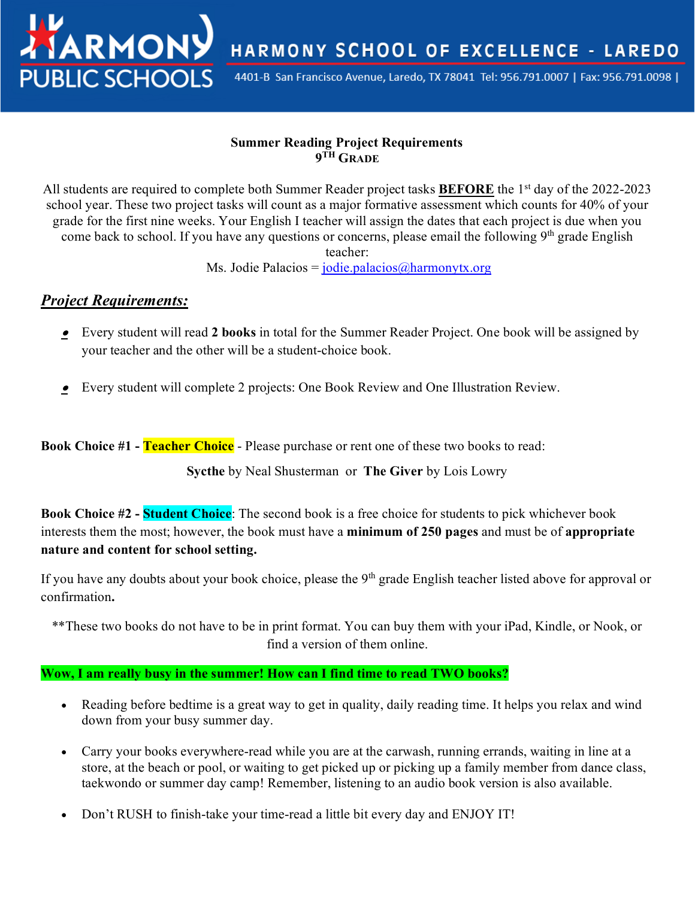# HARMONY SCHOOL OF EXCELLENCE - LAREDO

4401-B San Francisco Avenue, Laredo, TX 78041 Tel: 956.791.0007 | Fax: 956.791.0098 |

**Summer Reading Project Requirements**
**9TH GRADE**

All students are required to complete both Summer Reader project tasks **BEFORE** the 1st day of the 2022-2023 school year. These two project tasks will count as a major formative assessment which counts for 40% of your grade for the first nine weeks. Your English I teacher will assign the dates that each project is due when you come back to school. If you have any questions or concerns, please email the following 9th grade English teacher:
Ms. Jodie Palacios = jodie.palacios@harmonytx.org

## *Project Requirements:*

- Every student will read **2 books** in total for the Summer Reader Project. One book will be assigned by your teacher and the other will be a student-choice book.
- Every student will complete 2 projects: One Book Review and One Illustration Review.

**Book Choice #1 - Teacher Choice** - Please purchase or rent one of these two books to read:

**Sycthe** by Neal Shusterman or **The Giver** by Lois Lowry

**Book Choice #2 - Student Choice**: The second book is a free choice for students to pick whichever book interests them the most; however, the book must have a **minimum of 250 pages** and must be of **appropriate nature and content for school setting.**

If you have any doubts about your book choice, please the 9th grade English teacher listed above for approval or confirmation**.**

**These two books do not have to be in print format. You can buy them with your iPad, Kindle, or Nook, or find a version of them online.

**Wow, I am really busy in the summer! How can I find time to read TWO books?**

- Reading before bedtime is a great way to get in quality, daily reading time. It helps you relax and wind down from your busy summer day.
- Carry your books everywhere-read while you are at the carwash, running errands, waiting in line at a store, at the beach or pool, or waiting to get picked up or picking up a family member from dance class, taekwondo or summer day camp! Remember, listening to an audio book version is also available.
- Don't RUSH to finish-take your time-read a little bit every day and ENJOY IT!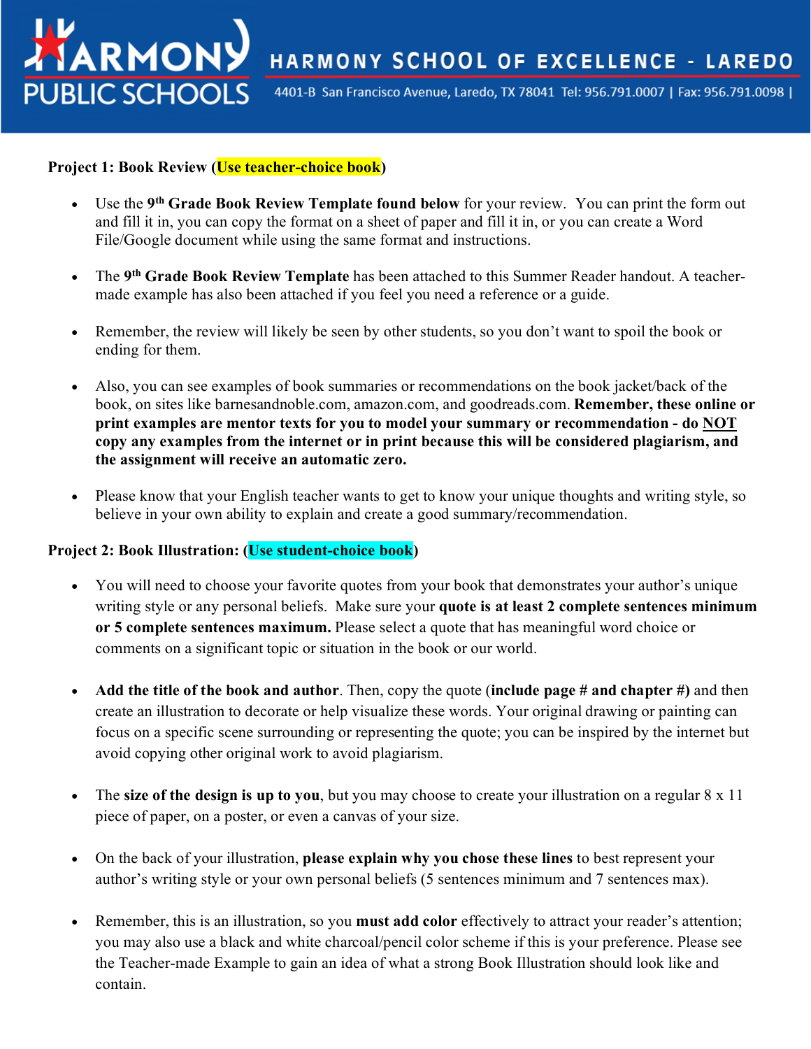**Project 1: Book Review (Use teacher-choice book)**

- Use the 9th **Grade Book Review Template found below** for your review. You can print the form out and fill it in, you can copy the format on a sheet of paper and fill it in, or you can create a Word File/Google document while using the same format and instructions.

- The **9th Grade Book Review Template** has been attached to this Summer Reader handout. A teacher-made example has also been attached if you feel you need a reference or a guide.

- Remember, the review will likely be seen by other students, so you don't want to spoil the book or ending for them.

- Also, you can see examples of book summaries or recommendations on the book jacket/back of the book, on sites like barnesandnoble.com, amazon.com, and goodreads.com. **Remember, these online or print examples are mentor texts for you to model your summary or recommendation - do NOT copy any examples from the internet or in print because this will be considered plagiarism, and the assignment will receive an automatic zero.**

- Please know that your English teacher wants to get to know your unique thoughts and writing style, so believe in your own ability to explain and create a good summary/recommendation.

**Project 2: Book Illustration: (Use student-choice book)**

- You will need to choose your favorite quotes from your book that demonstrates your author's unique writing style or any personal beliefs. Make sure your **quote is at least 2 complete sentences minimum or 5 complete sentences maximum.** Please select a quote that has meaningful word choice or comments on a significant topic or situation in the book or our world.

- **Add the title of the book and author**. Then, copy the quote (**include page # and chapter #)** and then create an illustration to decorate or help visualize these words. Your original drawing or painting can focus on a specific scene surrounding or representing the quote; you can be inspired by the internet but avoid copying other original work to avoid plagiarism.

- The **size of the design is up to you**, but you may choose to create your illustration on a regular 8 x 11 piece of paper, on a poster, or even a canvas of your size.

- On the back of your illustration, **please explain why you chose these lines** to best represent your author's writing style or your own personal beliefs (5 sentences minimum and 7 sentences max).

- Remember, this is an illustration, so you **must add color** effectively to attract your reader's attention; you may also use a black and white charcoal/pencil color scheme if this is your preference. Please see the Teacher-made Example to gain an idea of what a strong Book Illustration should look like and contain.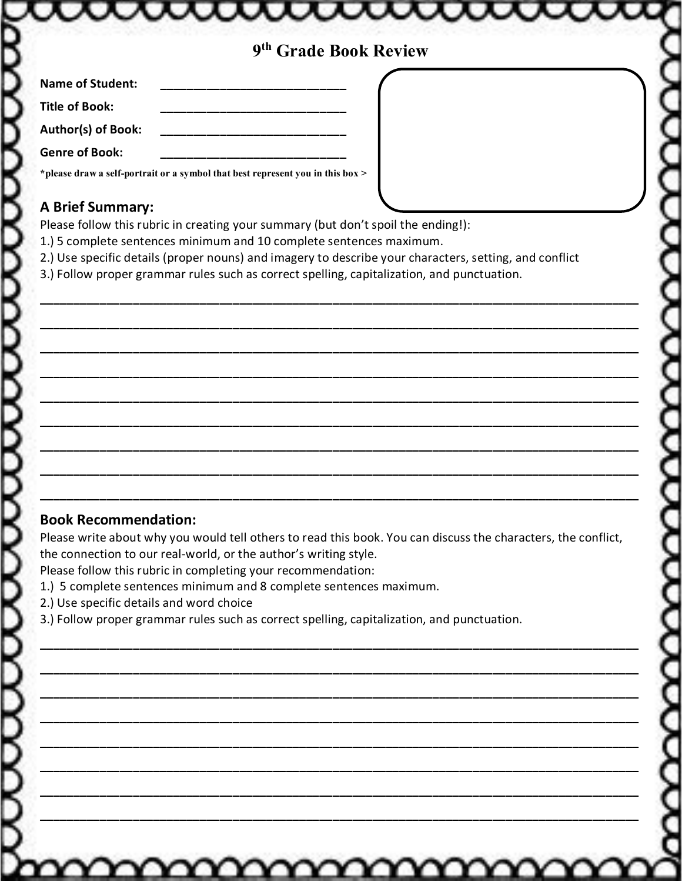# 9th Grade Book Review

**Name of Student:** ____________________________

**Title of Book:** ____________________________

**Author(s) of Book:** ____________________________

**Genre of Book:** ____________________________

***please draw a self-portrait or a symbol that best represent you in this box >**

## A Brief Summary:

Please follow this rubric in creating your summary (but don't spoil the ending!):

1.) 5 complete sentences minimum and 10 complete sentences maximum.
2.) Use specific details (proper nouns) and imagery to describe your characters, setting, and conflict
3.) Follow proper grammar rules such as correct spelling, capitalization, and punctuation.

______________________________________________________________________________

______________________________________________________________________________

______________________________________________________________________________

______________________________________________________________________________

______________________________________________________________________________

______________________________________________________________________________

______________________________________________________________________________

______________________________________________________________________________

______________________________________________________________________________

## Book Recommendation:

Please write about why you would tell others to read this book. You can discuss the characters, the conflict, the connection to our real-world, or the author's writing style.

Please follow this rubric in completing your recommendation:

1.) 5 complete sentences minimum and 8 complete sentences maximum.
2.) Use specific details and word choice
3.) Follow proper grammar rules such as correct spelling, capitalization, and punctuation.

______________________________________________________________________________

______________________________________________________________________________

______________________________________________________________________________

______________________________________________________________________________

______________________________________________________________________________

______________________________________________________________________________

______________________________________________________________________________

______________________________________________________________________________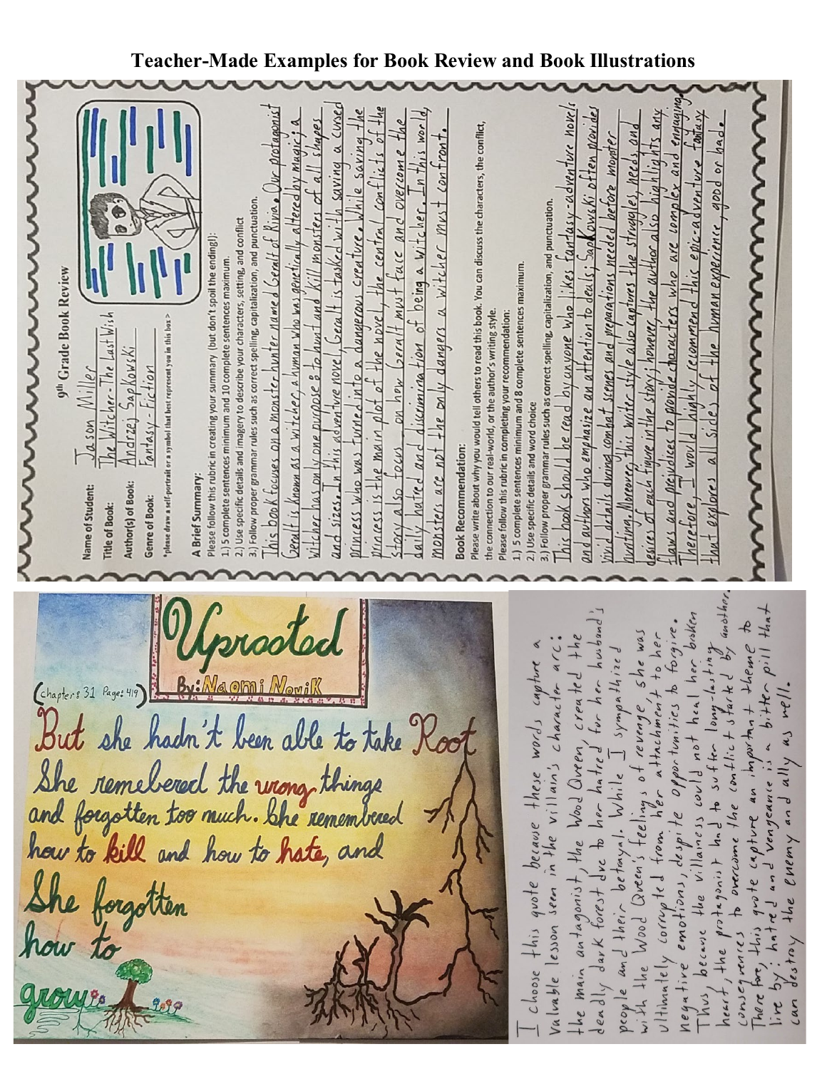# Teacher-Made Examples for Book Review and Book Illustrations

## 9th Grade Book Review

**Name of Student:** Jason Miller

**Title of Book:** The Witcher - The Last Wish

**Author(s) of Book:** Andrzej Sapkowski

**Genre of Book:** Fantasy - Fiction

*please draw a self-portrait or a symbol that best represent you in this box*

**A Brief Summary:**

Please follow this rubric in creating your summary (but don't spoil the ending!):
1.) 5 complete sentences minimum and 10 complete sentences maximum.
2.) Use specific details and imagery to describe your characters, setting, and conflict
3.) Follow proper grammar rules such as correct spelling, capitalization, and punctuation.

This book focuses on a monster hunter named Geralt of Rivia. Our protagonist Geralt is known as a witcher, a human who was genetically altered by magic; a witcher has only one purpose & to hunt and kill monsters of all shapes and sizes. In this adventure novel, Geralt is tasked with saving a cursed princess who was turned into a dangerous creature. While saving the princess is the main plot of the novel, the central conflicts of the story also focus on how Geralt must face and overcome the daily hatred and discrimination of being a witcher. In this world, monsters are not the only dangers a witcher must confront.

**Book Recommendation:**

Please write about why you would tell others to read this book. You can discuss the characters, the conflict, the connection to our real-world, or the author's writing style.
Please follow this rubric in completing your recommendation:
1.) 5 complete sentences minimum and 8 complete sentences maximum.
2.) Use specific details and word choice
3.) Follow proper grammar rules such as correct spelling, capitalization, and punctuation.

This book should be read by anyone who likes fantasy-adventure novels and authors who emphasize an attention to details; Sapkowski often provides vivid details during combat scenes and preparations needed before monster hunting. Moreover, this writer style also captures the struggles, needs, and desires of each figure in the story; however, the author also highlights any flaws and prejudices to provide characters who are complex and engaging. Therefore, I would highly recommend this epic-adventure fantasy that explores all sides of the human experience, good or bad.

---

**Uprooted**

By: Naomi Novik

(chapter: 31 Page: 419)

But she hadn't been able to take Root
She remembered the wrong things
and forgotten too much. She remembered
how to kill and how to hate, and
She forgotten
how to
grow.

I choose this quote because these words capture a valuable lesson seen in the villain's character arc: the main antagonist, the Wood Queen, created the deadly dark forest due to her hatred for her husband's people and their betrayal. While I sympathized with the Wood Queen's feelings of revenge, she was ultimately corrupted from her attachment to her negative emotions, despite opportunities to forgive. Thus, because the villainess could not heal her broken heart, the protagonist had to suffer long-lasting consequences to overcome the conflict started by another. Therefore, this quote capture an important theme to live by: hatred and vengeance is a bitter pill that can destroy the enemy and ally as well.